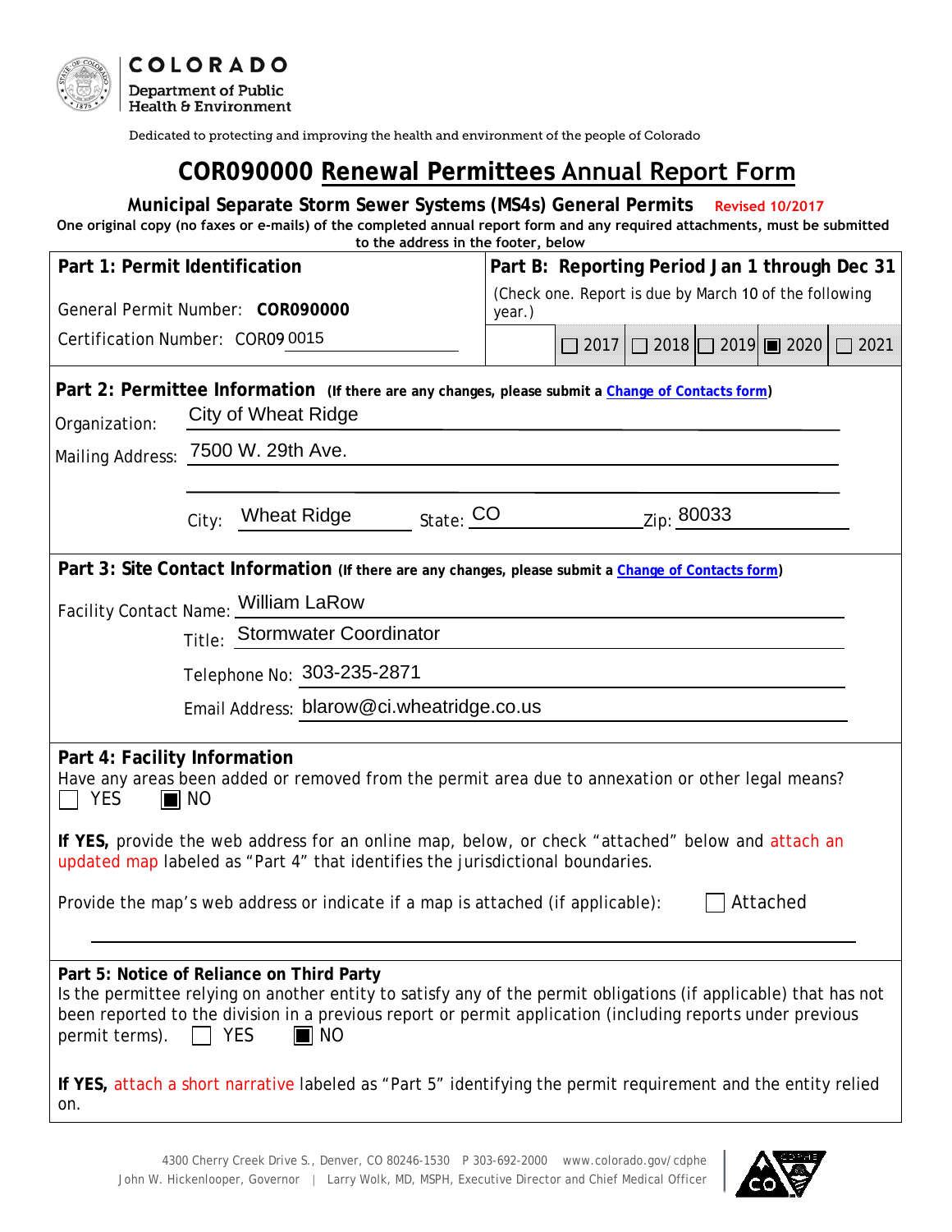COLORADO
Department of Public Health & Environment

Dedicated to protecting and improving the health and environment of the people of Colorado

# COR090000 Renewal Permittees Annual Report Form

**Municipal Separate Storm Sewer Systems (MS4s) General Permits** Revised 10/2017

**One original copy (no faxes or e-mails) of the completed annual report form and any required attachments, must be submitted to the address in the footer, below**

| **Part 1: Permit Identification** | **Part B: Reporting Period Jan 1 through Dec 31** |
|---|---|
| General Permit Number: **COR090000** | (Check one. Report is due by March 10 of the following year.) |
| Certification Number: COR09 0015 | ☐ 2017 ☐ 2018 ☐ 2019 ■ 2020 ☐ 2021 |

## Part 2: Permittee Information (If there are any changes, please submit a Change of Contacts form)

Organization: City of Wheat Ridge

Mailing Address: 7500 W. 29th Ave.

City: Wheat Ridge State: CO Zip: 80033

## Part 3: Site Contact Information (If there are any changes, please submit a Change of Contacts form)

Facility Contact Name: William LaRow

Title: Stormwater Coordinator

Telephone No: 303-235-2871

Email Address: blarow@ci.wheatridge.co.us

## Part 4: Facility Information

Have any areas been added or removed from the permit area due to annexation or other legal means?
☐ YES ■ NO

**If YES,** provide the web address for an online map, below, or check "attached" below and attach an updated map labeled as "Part 4" that identifies the jurisdictional boundaries.

Provide the map's web address or indicate if a map is attached (if applicable): ☐ Attached

## Part 5: Notice of Reliance on Third Party

Is the permittee relying on another entity to satisfy any of the permit obligations (if applicable) that has not been reported to the division in a previous report or permit application (including reports under previous permit terms). ☐ YES ■ NO

**If YES,** attach a short narrative labeled as "Part 5" identifying the permit requirement and the entity relied on.

4300 Cherry Creek Drive S., Denver, CO 80246-1530 P 303-692-2000 www.colorado.gov/cdphe
John W. Hickenlooper, Governor | Larry Wolk, MD, MSPH, Executive Director and Chief Medical Officer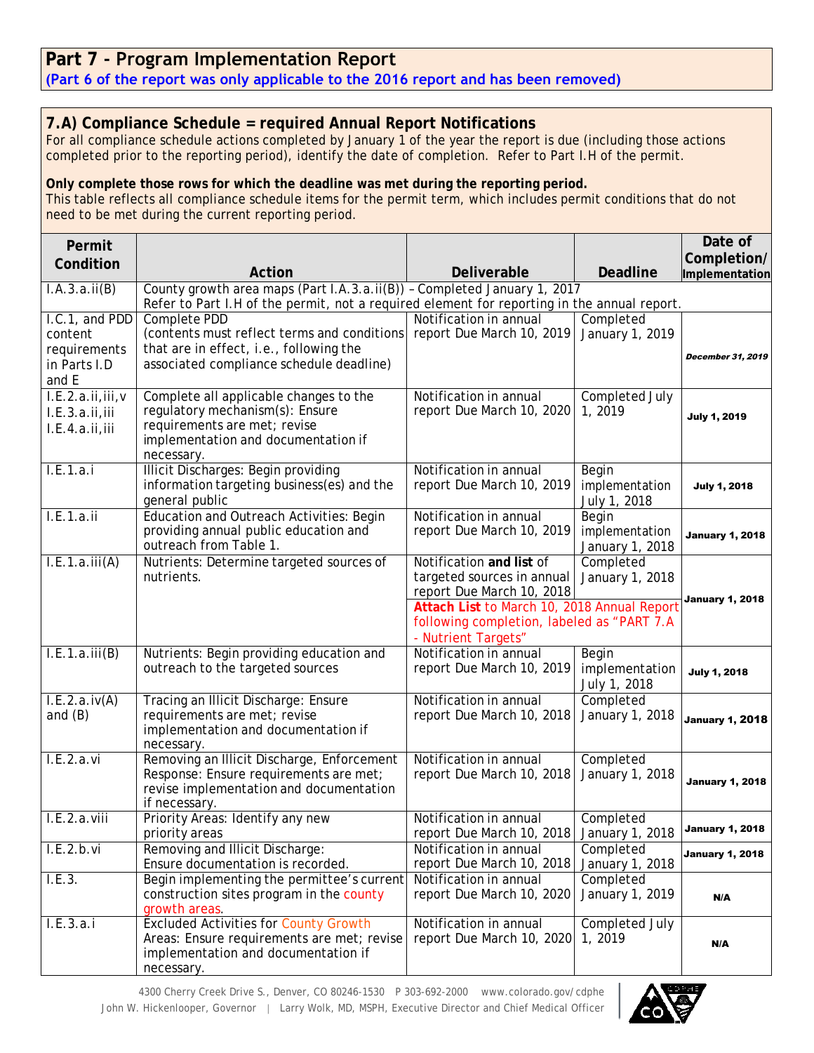## Part 7 - Program Implementation Report

**(Part 6 of the report was only applicable to the 2016 report and has been removed)**

### 7.A) Compliance Schedule = required Annual Report Notifications

For all compliance schedule actions completed by January 1 of the year the report is due (including those actions completed prior to the reporting period), identify the date of completion. Refer to Part I.H of the permit.

**Only complete those rows for which the deadline was met during the reporting period.**
This table reflects all compliance schedule items for the permit term, which includes permit conditions that do not need to be met during the current reporting period.

| Permit Condition | Action | Deliverable | Deadline | Date of Completion/ Implementation |
|---|---|---|---|---|
| I.A.3.a.ii(B) | County growth area maps (Part I.A.3.a.ii(B)) – Completed January 1, 2017 Refer to Part I.H of the permit, not a required element for reporting in the annual report. | | | |
| I.C.1, and PDD content requirements in Parts I.D and E | Complete PDD (contents must reflect terms and conditions that are in effect, i.e., following the associated compliance schedule deadline) | Notification in annual report Due March 10, 2019 | Completed January 1, 2019 | *December 31, 2019* |
| I.E.2.a.ii,iii,v I.E.3.a.ii,iii I.E.4.a.ii,iii | Complete all applicable changes to the regulatory mechanism(s): Ensure requirements are met; revise implementation and documentation if necessary. | Notification in annual report Due March 10, 2020 | Completed July 1, 2019 | July 1, 2019 |
| I.E.1.a.i | Illicit Discharges: Begin providing information targeting business(es) and the general public | Notification in annual report Due March 10, 2019 | Begin implementation July 1, 2018 | July 1, 2018 |
| I.E.1.a.ii | Education and Outreach Activities: Begin providing annual public education and outreach from Table 1. | Notification in annual report Due March 10, 2019 | Begin implementation January 1, 2018 | January 1, 2018 |
| I.E.1.a.iii(A) | Nutrients: Determine targeted sources of nutrients. | Notification **and list** of targeted sources in annual report Due March 10, 2018 **Attach List** to March 10, 2018 Annual Report following completion, labeled as "PART 7.A - Nutrient Targets" | Completed January 1, 2018 | January 1, 2018 |
| I.E.1.a.iii(B) | Nutrients: Begin providing education and outreach to the targeted sources | Notification in annual report Due March 10, 2019 | Begin implementation July 1, 2018 | July 1, 2018 |
| I.E.2.a.iv(A) and (B) | Tracing an Illicit Discharge: Ensure requirements are met; revise implementation and documentation if necessary. | Notification in annual report Due March 10, 2018 | Completed January 1, 2018 | January 1, 2018 |
| I.E.2.a.vi | Removing an Illicit Discharge, Enforcement Response: Ensure requirements are met; revise implementation and documentation if necessary. | Notification in annual report Due March 10, 2018 | Completed January 1, 2018 | January 1, 2018 |
| I.E.2.a.viii | Priority Areas: Identify any new priority areas | Notification in annual report Due March 10, 2018 | Completed January 1, 2018 | January 1, 2018 |
| I.E.2.b.vi | Removing and Illicit Discharge: Ensure documentation is recorded. | Notification in annual report Due March 10, 2018 | Completed January 1, 2018 | January 1, 2018 |
| I.E.3. | Begin implementing the permittee's current construction sites program in the county growth areas. | Notification in annual report Due March 10, 2020 | Completed January 1, 2019 | N/A |
| I.E.3.a.i | Excluded Activities for County Growth Areas: Ensure requirements are met; revise implementation and documentation if necessary. | Notification in annual report Due March 10, 2020 | Completed July 1, 2019 | N/A |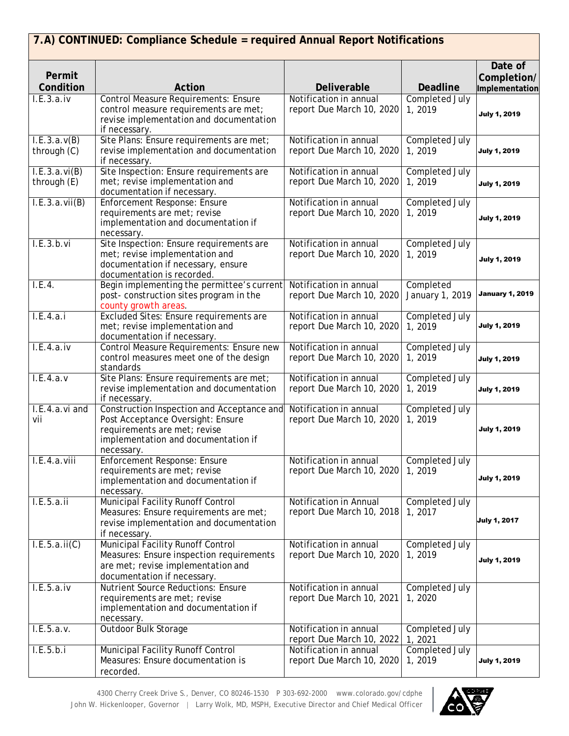## 7.A) CONTINUED: Compliance Schedule = required Annual Report Notifications

| Permit Condition | Action | Deliverable | Deadline | Date of Completion/ Implementation |
|---|---|---|---|---|
| I.E.3.a.iv | Control Measure Requirements: Ensure control measure requirements are met; revise implementation and documentation if necessary. | Notification in annual report Due March 10, 2020 | Completed July 1, 2019 | July 1, 2019 |
| I.E.3.a.v(B) through (C) | Site Plans: Ensure requirements are met; revise implementation and documentation if necessary. | Notification in annual report Due March 10, 2020 | Completed July 1, 2019 | July 1, 2019 |
| I.E.3.a.vi(B) through (E) | Site Inspection: Ensure requirements are met; revise implementation and documentation if necessary. | Notification in annual report Due March 10, 2020 | Completed July 1, 2019 | July 1, 2019 |
| I.E.3.a.vii(B) | Enforcement Response: Ensure requirements are met; revise implementation and documentation if necessary. | Notification in annual report Due March 10, 2020 | Completed July 1, 2019 | July 1, 2019 |
| I.E.3.b.vi | Site Inspection: Ensure requirements are met; revise implementation and documentation if necessary, ensure documentation is recorded. | Notification in annual report Due March 10, 2020 | Completed July 1, 2019 | July 1, 2019 |
| I.E.4. | Begin implementing the permittee's current post- construction sites program in the county growth areas. | Notification in annual report Due March 10, 2020 | Completed January 1, 2019 | January 1, 2019 |
| I.E.4.a.i | Excluded Sites: Ensure requirements are met; revise implementation and documentation if necessary. | Notification in annual report Due March 10, 2020 | Completed July 1, 2019 | July 1, 2019 |
| I.E.4.a.iv | Control Measure Requirements: Ensure new control measures meet one of the design standards | Notification in annual report Due March 10, 2020 | Completed July 1, 2019 | July 1, 2019 |
| I.E.4.a.v | Site Plans: Ensure requirements are met; revise implementation and documentation if necessary. | Notification in annual report Due March 10, 2020 | Completed July 1, 2019 | July 1, 2019 |
| I.E.4.a.vi and vii | Construction Inspection and Acceptance and Post Acceptance Oversight: Ensure requirements are met; revise implementation and documentation if necessary. | Notification in annual report Due March 10, 2020 | Completed July 1, 2019 | July 1, 2019 |
| I.E.4.a.viii | Enforcement Response: Ensure requirements are met; revise implementation and documentation if necessary. | Notification in annual report Due March 10, 2020 | Completed July 1, 2019 | July 1, 2019 |
| I.E.5.a.ii | Municipal Facility Runoff Control Measures: Ensure requirements are met; revise implementation and documentation if necessary. | Notification in Annual report Due March 10, 2018 | Completed July 1, 2017 | July 1, 2017 |
| I.E.5.a.ii(C) | Municipal Facility Runoff Control Measures: Ensure inspection requirements are met; revise implementation and documentation if necessary. | Notification in annual report Due March 10, 2020 | Completed July 1, 2019 | July 1, 2019 |
| I.E.5.a.iv | Nutrient Source Reductions: Ensure requirements are met; revise implementation and documentation if necessary. | Notification in annual report Due March 10, 2021 | Completed July 1, 2020 | |
| I.E.5.a.v. | Outdoor Bulk Storage | Notification in annual report Due March 10, 2022 | Completed July 1, 2021 | |
| I.E.5.b.i | Municipal Facility Runoff Control Measures: Ensure documentation is recorded. | Notification in annual report Due March 10, 2020 | Completed July 1, 2019 | July 1, 2019 |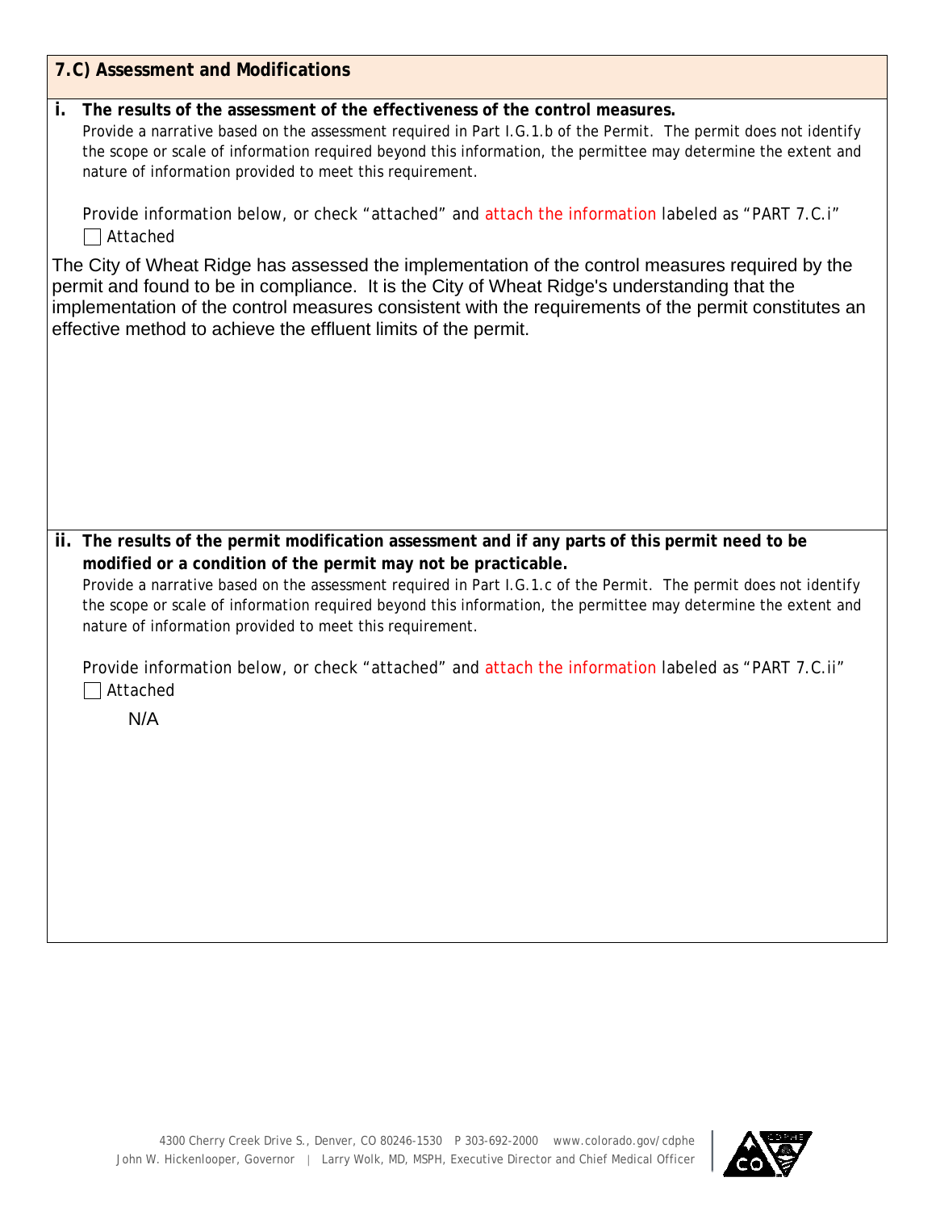## 7.C) Assessment and Modifications

**i. The results of the assessment of the effectiveness of the control measures.**

Provide a narrative based on the assessment required in Part I.G.1.b of the Permit. The permit does not identify the scope or scale of information required beyond this information, the permittee may determine the extent and nature of information provided to meet this requirement.

Provide information below, or check "attached" and attach the information labeled as "PART 7.C.i"

☐ Attached

The City of Wheat Ridge has assessed the implementation of the control measures required by the permit and found to be in compliance. It is the City of Wheat Ridge's understanding that the implementation of the control measures consistent with the requirements of the permit constitutes an effective method to achieve the effluent limits of the permit.

**ii. The results of the permit modification assessment and if any parts of this permit need to be modified or a condition of the permit may not be practicable.**

Provide a narrative based on the assessment required in Part I.G.1.c of the Permit. The permit does not identify the scope or scale of information required beyond this information, the permittee may determine the extent and nature of information provided to meet this requirement.

Provide information below, or check "attached" and attach the information labeled as "PART 7.C.ii"

☐ Attached

N/A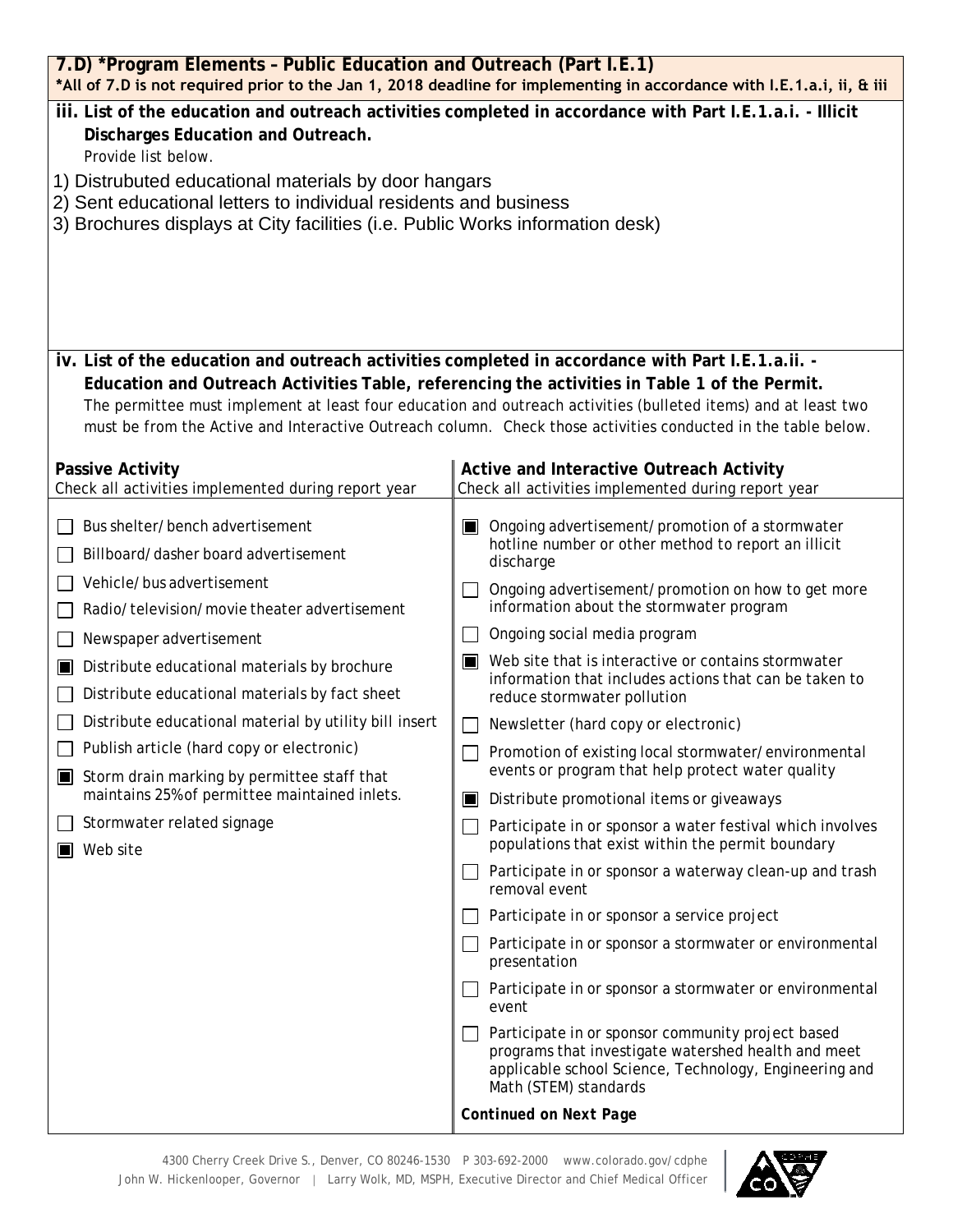## 7.D) *Program Elements – Public Education and Outreach (Part I.E.1)

**\*All of 7.D is not required prior to the Jan 1, 2018 deadline for implementing in accordance with I.E.1.a.i, ii, & iii**

**iii. List of the education and outreach activities completed in accordance with Part I.E.1.a.i. - Illicit Discharges Education and Outreach.**

Provide list below.

1) Distrubuted educational materials by door hangars
2) Sent educational letters to individual residents and business
3) Brochures displays at City facilities (i.e. Public Works information desk)

**iv. List of the education and outreach activities completed in accordance with Part I.E.1.a.ii. - Education and Outreach Activities Table, referencing the activities in Table 1 of the Permit.**

The permittee must implement at least four education and outreach activities (bulleted items) and at least two must be from the Active and Interactive Outreach column. Check those activities conducted in the table below.

| **Passive Activity**<br>Check all activities implemented during report year | **Active and Interactive Outreach Activity**<br>Check all activities implemented during report year |
|---|---|
| ☐ Bus shelter/bench advertisement | ☒ Ongoing advertisement/promotion of a stormwater hotline number or other method to report an illicit discharge |
| ☐ Billboard/dasher board advertisement | ☐ Ongoing advertisement/promotion on how to get more information about the stormwater program |
| ☐ Vehicle/bus advertisement | ☐ Ongoing social media program |
| ☐ Radio/television/movie theater advertisement | ☒ Web site that is interactive or contains stormwater information that includes actions that can be taken to reduce stormwater pollution |
| ☐ Newspaper advertisement | ☐ Newsletter (hard copy or electronic) |
| ☒ Distribute educational materials by brochure | ☐ Promotion of existing local stormwater/environmental events or program that help protect water quality |
| ☐ Distribute educational materials by fact sheet | ☒ Distribute promotional items or giveaways |
| ☐ Distribute educational material by utility bill insert | ☐ Participate in or sponsor a water festival which involves populations that exist within the permit boundary |
| ☐ Publish article (hard copy or electronic) | ☐ Participate in or sponsor a waterway clean-up and trash removal event |
| ☒ Storm drain marking by permittee staff that maintains 25% of permittee maintained inlets. | ☐ Participate in or sponsor a service project |
| ☐ Stormwater related signage | ☐ Participate in or sponsor a stormwater or environmental presentation |
| ☒ Web site | ☐ Participate in or sponsor a stormwater or environmental event |
| | ☐ Participate in or sponsor community project based programs that investigate watershed health and meet applicable school Science, Technology, Engineering and Math (STEM) standards |
| | ***Continued on Next Page*** |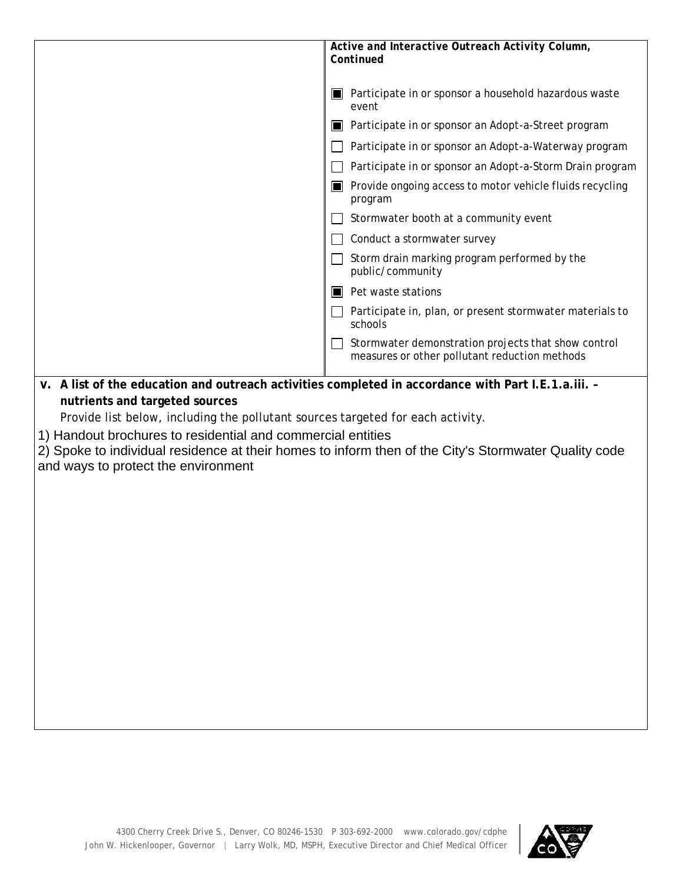| | ***Active and Interactive Outreach Activity Column, Continued*** |
|---|---|
| | ■ Participate in or sponsor a household hazardous waste event |
| | ■ Participate in or sponsor an Adopt-a-Street program |
| | ☐ Participate in or sponsor an Adopt-a-Waterway program |
| | ☐ Participate in or sponsor an Adopt-a-Storm Drain program |
| | ■ Provide ongoing access to motor vehicle fluids recycling program |
| | ☐ Stormwater booth at a community event |
| | ☐ Conduct a stormwater survey |
| | ☐ Storm drain marking program performed by the public/community |
| | ■ Pet waste stations |
| | ☐ Participate in, plan, or present stormwater materials to schools |
| | ☐ Stormwater demonstration projects that show control measures or other pollutant reduction methods |

**v. A list of the education and outreach activities completed in accordance with Part I.E.1.a.iii. – nutrients and targeted sources**

*Provide list below, including the pollutant sources targeted for each activity.*

1) Handout brochures to residential and commercial entities
2) Spoke to individual residence at their homes to inform then of the City's Stormwater Quality code and ways to protect the environment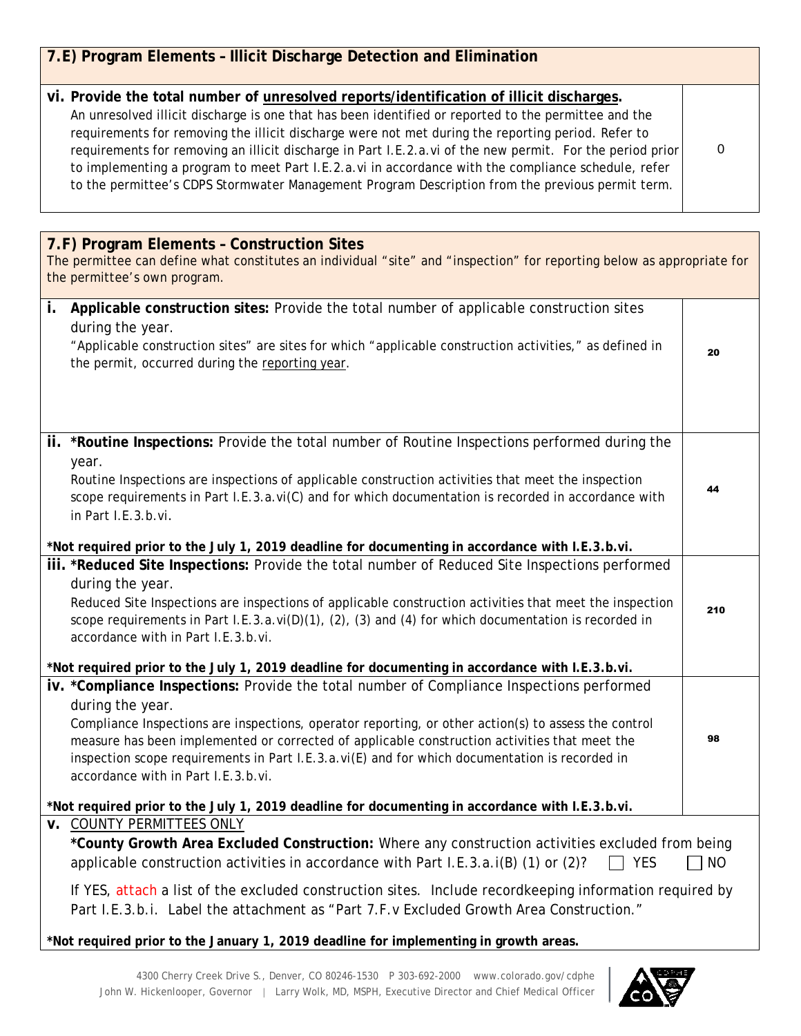## 7.E) Program Elements – Illicit Discharge Detection and Elimination

| | |
|---|---|
| **vi. Provide the total number of unresolved reports/identification of illicit discharges.** An unresolved illicit discharge is one that has been identified or reported to the permittee and the requirements for removing the illicit discharge were not met during the reporting period. Refer to requirements for removing an illicit discharge in Part I.E.2.a.vi of the new permit. For the period prior to implementing a program to meet Part I.E.2.a.vi in accordance with the compliance schedule, refer to the permittee's CDPS Stormwater Management Program Description from the previous permit term. | 0 |

## 7.F) Program Elements – Construction Sites

The permittee can define what constitutes an individual "site" and "inspection" for reporting below as appropriate for the permittee's own program.

| | |
|---|---|
| **i. Applicable construction sites:** Provide the total number of applicable construction sites during the year. "Applicable construction sites" are sites for which "applicable construction activities," as defined in the permit, occurred during the reporting year. | 20 |
| **ii. \*Routine Inspections:** Provide the total number of Routine Inspections performed during the year. Routine Inspections are inspections of applicable construction activities that meet the inspection scope requirements in Part I.E.3.a.vi(C) and for which documentation is recorded in accordance with in Part I.E.3.b.vi. **\*Not required prior to the July 1, 2019 deadline for documenting in accordance with I.E.3.b.vi.** | 44 |
| **iii. \*Reduced Site Inspections:** Provide the total number of Reduced Site Inspections performed during the year. Reduced Site Inspections are inspections of applicable construction activities that meet the inspection scope requirements in Part I.E.3.a.vi(D)(1), (2), (3) and (4) for which documentation is recorded in accordance with in Part I.E.3.b.vi. **\*Not required prior to the July 1, 2019 deadline for documenting in accordance with I.E.3.b.vi.** | 210 |
| **iv. \*Compliance Inspections:** Provide the total number of Compliance Inspections performed during the year. Compliance Inspections are inspections, operator reporting, or other action(s) to assess the control measure has been implemented or corrected of applicable construction activities that meet the inspection scope requirements in Part I.E.3.a.vi(E) and for which documentation is recorded in accordance with in Part I.E.3.b.vi. **\*Not required prior to the July 1, 2019 deadline for documenting in accordance with I.E.3.b.vi.** | 98 |

**v.** COUNTY PERMITTEES ONLY

**\*County Growth Area Excluded Construction:** Where any construction activities excluded from being applicable construction activities in accordance with Part I.E.3.a.i(B) (1) or (2)? ☐ YES ☐ NO

If YES, attach a list of the excluded construction sites. Include recordkeeping information required by Part I.E.3.b.i. Label the attachment as "Part 7.F.v Excluded Growth Area Construction."

**\*Not required prior to the January 1, 2019 deadline for implementing in growth areas.**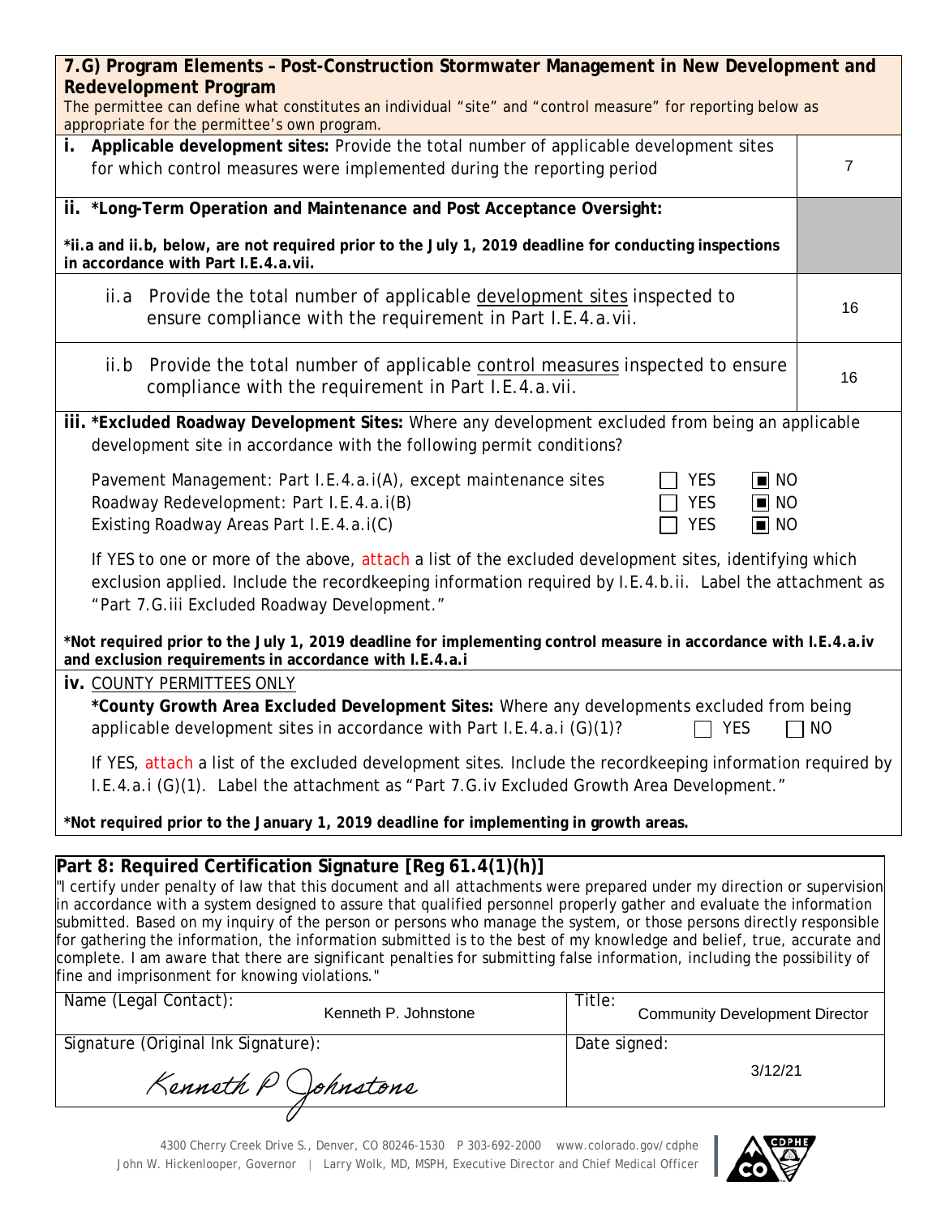## 7.G) Program Elements – Post-Construction Stormwater Management in New Development and Redevelopment Program

The permittee can define what constitutes an individual "site" and "control measure" for reporting below as appropriate for the permittee's own program.

| | |
|---|---|
| **i. Applicable development sites:** Provide the total number of applicable development sites for which control measures were implemented during the reporting period | 7 |
| **ii. \*Long-Term Operation and Maintenance and Post Acceptance Oversight:** <br><br> **\*ii.a and ii.b, below, are not required prior to the July 1, 2019 deadline for conducting inspections in accordance with Part I.E.4.a.vii.** | |
| ii.a Provide the total number of applicable <u>development sites</u> inspected to ensure compliance with the requirement in Part I.E.4.a.vii. | 16 |
| ii.b Provide the total number of applicable <u>control measures</u> inspected to ensure compliance with the requirement in Part I.E.4.a.vii. | 16 |

**iii. \*Excluded Roadway Development Sites:** Where any development excluded from being an applicable development site in accordance with the following permit conditions?

- Pavement Management: Part I.E.4.a.i(A), except maintenance sites ☐ YES ☒ NO
- Roadway Redevelopment: Part I.E.4.a.i(B) ☐ YES ☒ NO
- Existing Roadway Areas Part I.E.4.a.i(C) ☐ YES ☒ NO

If YES to one or more of the above, attach a list of the excluded development sites, identifying which exclusion applied. Include the recordkeeping information required by I.E.4.b.ii. Label the attachment as "Part 7.G.iii Excluded Roadway Development."

**\*Not required prior to the July 1, 2019 deadline for implementing control measure in accordance with I.E.4.a.iv and exclusion requirements in accordance with I.E.4.a.i**

**iv.** <u>COUNTY PERMITTEES ONLY</u>

**\*County Growth Area Excluded Development Sites:** Where any developments excluded from being applicable development sites in accordance with Part I.E.4.a.i (G)(1)? ☐ YES ☐ NO

If YES, attach a list of the excluded development sites. Include the recordkeeping information required by I.E.4.a.i (G)(1). Label the attachment as "Part 7.G.iv Excluded Growth Area Development."

**\*Not required prior to the January 1, 2019 deadline for implementing in growth areas.**

## Part 8: Required Certification Signature [Reg 61.4(1)(h)]

"I certify under penalty of law that this document and all attachments were prepared under my direction or supervision in accordance with a system designed to assure that qualified personnel properly gather and evaluate the information submitted. Based on my inquiry of the person or persons who manage the system, or those persons directly responsible for gathering the information, the information submitted is to the best of my knowledge and belief, true, accurate and complete. I am aware that there are significant penalties for submitting false information, including the possibility of fine and imprisonment for knowing violations."

| | |
|---|---|
| Name (Legal Contact): Kenneth P. Johnstone | Title: Community Development Director |
| Signature (Original Ink Signature): Kenneth P Johnstone | Date signed: 3/12/21 |

4300 Cherry Creek Drive S., Denver, CO 80246-1530 P 303-692-2000 www.colorado.gov/cdphe
John W. Hickenlooper, Governor | Larry Wolk, MD, MSPH, Executive Director and Chief Medical Officer